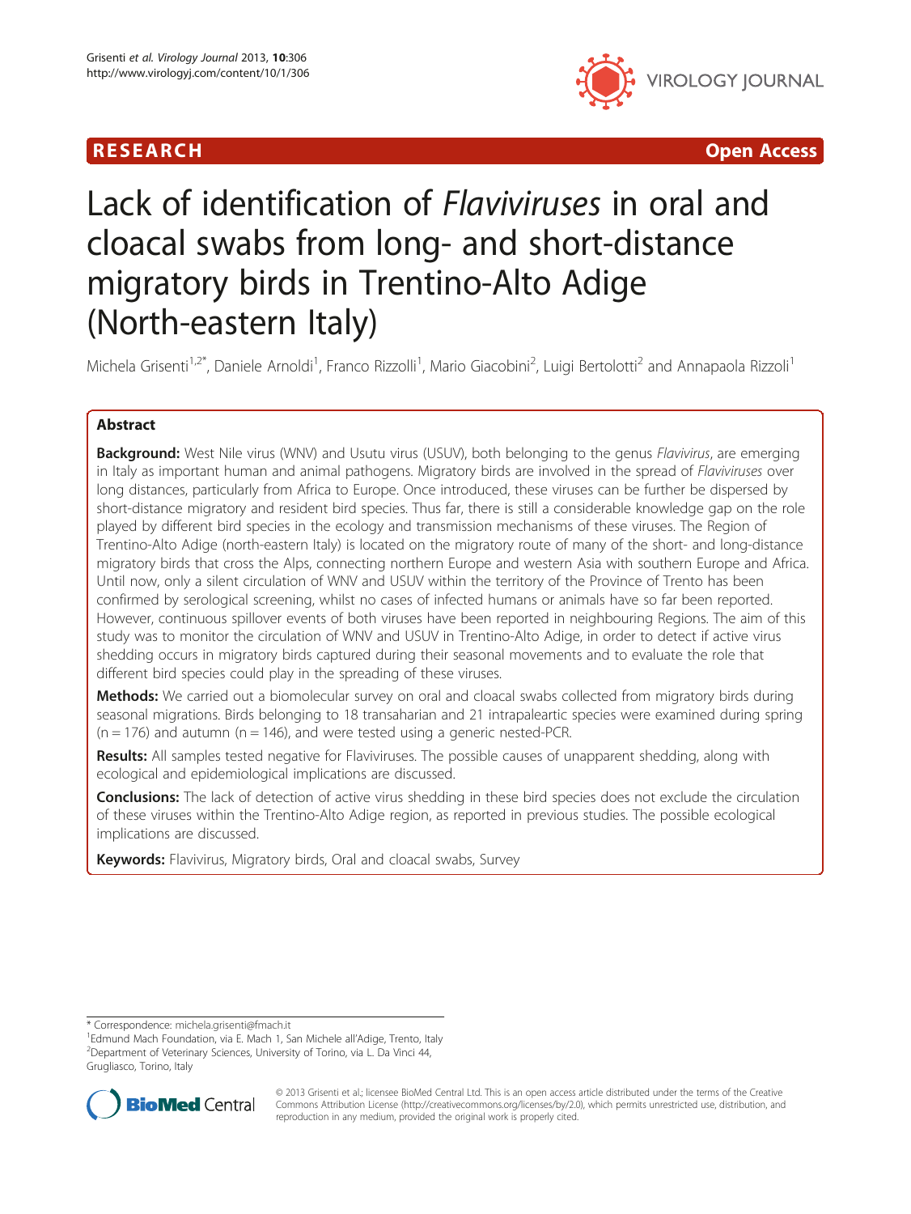RESEARCH Open Access

# Lack of identification of *Flaviviruses* in oral and cloacal swabs from long- and short-distance migratory birds in Trentino-Alto Adige (North-eastern Italy)

Michela Grisenti[1,2*], Daniele Arnoldi[1], Franco Rizzolli[1], Mario Giacobini[2], Luigi Bertolotti[2] and Annapaola Rizzoli[1]

## Abstract

**Background:** West Nile virus (WNV) and Usutu virus (USUV), both belonging to the genus *Flavivirus*, are emerging in Italy as important human and animal pathogens. Migratory birds are involved in the spread of *Flaviviruses* over long distances, particularly from Africa to Europe. Once introduced, these viruses can be further be dispersed by short-distance migratory and resident bird species. Thus far, there is still a considerable knowledge gap on the role played by different bird species in the ecology and transmission mechanisms of these viruses. The Region of Trentino-Alto Adige (north-eastern Italy) is located on the migratory route of many of the short- and long-distance migratory birds that cross the Alps, connecting northern Europe and western Asia with southern Europe and Africa. Until now, only a silent circulation of WNV and USUV within the territory of the Province of Trento has been confirmed by serological screening, whilst no cases of infected humans or animals have so far been reported. However, continuous spillover events of both viruses have been reported in neighbouring Regions. The aim of this study was to monitor the circulation of WNV and USUV in Trentino-Alto Adige, in order to detect if active virus shedding occurs in migratory birds captured during their seasonal movements and to evaluate the role that different bird species could play in the spreading of these viruses.

**Methods:** We carried out a biomolecular survey on oral and cloacal swabs collected from migratory birds during seasonal migrations. Birds belonging to 18 transaharian and 21 intrapaleartic species were examined during spring (n = 176) and autumn (n = 146), and were tested using a generic nested-PCR.

**Results:** All samples tested negative for Flaviviruses. The possible causes of unapparent shedding, along with ecological and epidemiological implications are discussed.

**Conclusions:** The lack of detection of active virus shedding in these bird species does not exclude the circulation of these viruses within the Trentino-Alto Adige region, as reported in previous studies. The possible ecological implications are discussed.

**Keywords:** Flavivirus, Migratory birds, Oral and cloacal swabs, Survey

---

\* Correspondence: michela.grisenti@fmach.it
[1]Edmund Mach Foundation, via E. Mach 1, San Michele all'Adige, Trento, Italy
[2]Department of Veterinary Sciences, University of Torino, via L. Da Vinci 44, Grugliasco, Torino, Italy

© 2013 Grisenti et al.; licensee BioMed Central Ltd. This is an open access article distributed under the terms of the Creative Commons Attribution License (http://creativecommons.org/licenses/by/2.0), which permits unrestricted use, distribution, and reproduction in any medium, provided the original work is properly cited.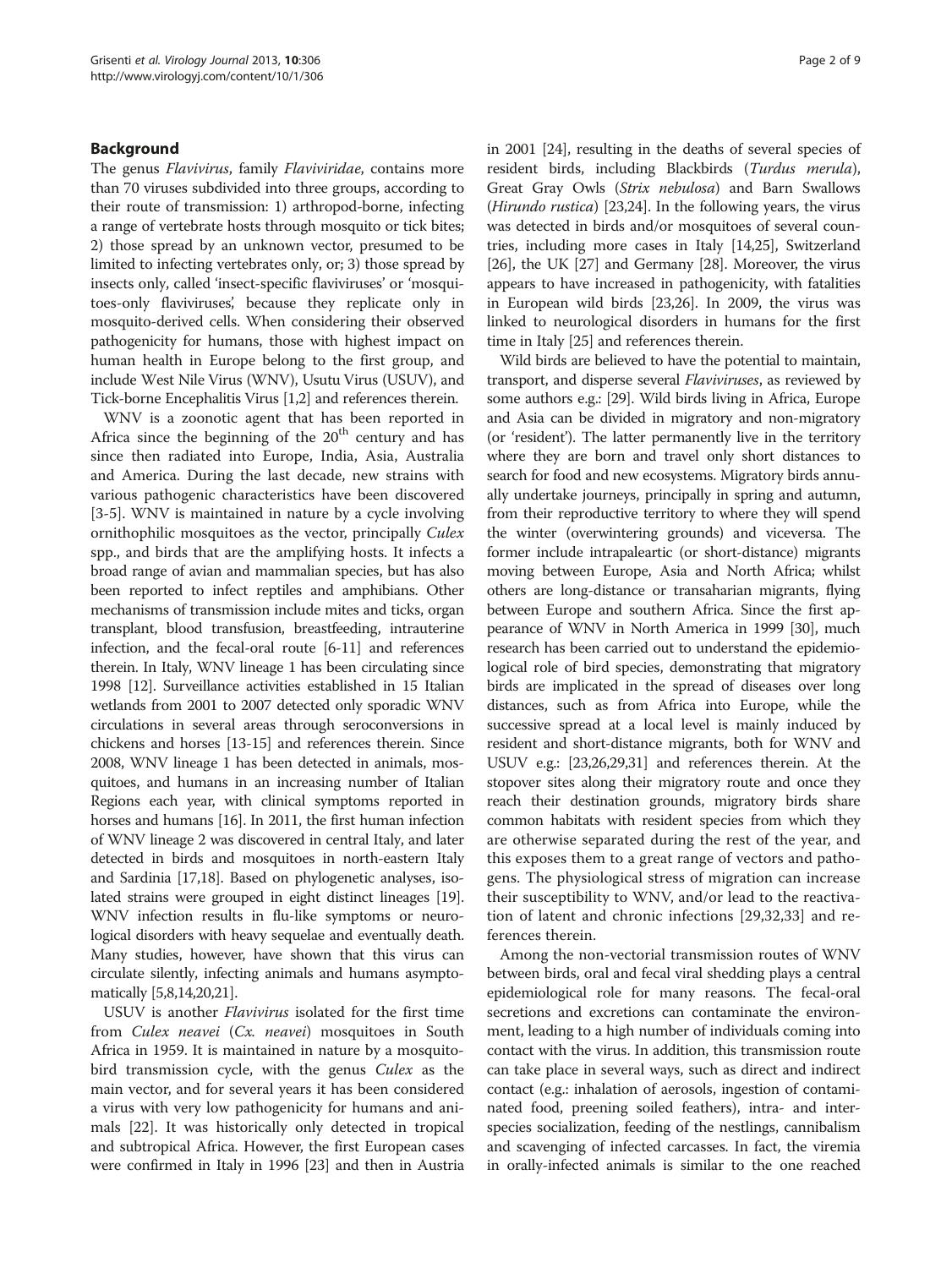## Background

The genus *Flavivirus*, family *Flaviviridae*, contains more than 70 viruses subdivided into three groups, according to their route of transmission: 1) arthropod-borne, infecting a range of vertebrate hosts through mosquito or tick bites; 2) those spread by an unknown vector, presumed to be limited to infecting vertebrates only, or; 3) those spread by insects only, called 'insect-specific flaviviruses' or 'mosquitoes-only flaviviruses', because they replicate only in mosquito-derived cells. When considering their observed pathogenicity for humans, those with highest impact on human health in Europe belong to the first group, and include West Nile Virus (WNV), Usutu Virus (USUV), and Tick-borne Encephalitis Virus [1,2] and references therein.

WNV is a zoonotic agent that has been reported in Africa since the beginning of the 20[th] century and has since then radiated into Europe, India, Asia, Australia and America. During the last decade, new strains with various pathogenic characteristics have been discovered [3-5]. WNV is maintained in nature by a cycle involving ornithophilic mosquitoes as the vector, principally *Culex* spp., and birds that are the amplifying hosts. It infects a broad range of avian and mammalian species, but has also been reported to infect reptiles and amphibians. Other mechanisms of transmission include mites and ticks, organ transplant, blood transfusion, breastfeeding, intrauterine infection, and the fecal-oral route [6-11] and references therein. In Italy, WNV lineage 1 has been circulating since 1998 [12]. Surveillance activities established in 15 Italian wetlands from 2001 to 2007 detected only sporadic WNV circulations in several areas through seroconversions in chickens and horses [13-15] and references therein. Since 2008, WNV lineage 1 has been detected in animals, mosquitoes, and humans in an increasing number of Italian Regions each year, with clinical symptoms reported in horses and humans [16]. In 2011, the first human infection of WNV lineage 2 was discovered in central Italy, and later detected in birds and mosquitoes in north-eastern Italy and Sardinia [17,18]. Based on phylogenetic analyses, isolated strains were grouped in eight distinct lineages [19]. WNV infection results in flu-like symptoms or neurological disorders with heavy sequelae and eventually death. Many studies, however, have shown that this virus can circulate silently, infecting animals and humans asymptomatically [5,8,14,20,21].

USUV is another *Flavivirus* isolated for the first time from *Culex neavei* (*Cx. neavei*) mosquitoes in South Africa in 1959. It is maintained in nature by a mosquito-bird transmission cycle, with the genus *Culex* as the main vector, and for several years it has been considered a virus with very low pathogenicity for humans and animals [22]. It was historically only detected in tropical and subtropical Africa. However, the first European cases were confirmed in Italy in 1996 [23] and then in Austria in 2001 [24], resulting in the deaths of several species of resident birds, including Blackbirds (*Turdus merula*), Great Gray Owls (*Strix nebulosa*) and Barn Swallows (*Hirundo rustica*) [23,24]. In the following years, the virus was detected in birds and/or mosquitoes of several countries, including more cases in Italy [14,25], Switzerland [26], the UK [27] and Germany [28]. Moreover, the virus appears to have increased in pathogenicity, with fatalities in European wild birds [23,26]. In 2009, the virus was linked to neurological disorders in humans for the first time in Italy [25] and references therein.

Wild birds are believed to have the potential to maintain, transport, and disperse several *Flaviviruses*, as reviewed by some authors e.g.: [29]. Wild birds living in Africa, Europe and Asia can be divided in migratory and non-migratory (or 'resident'). The latter permanently live in the territory where they are born and travel only short distances to search for food and new ecosystems. Migratory birds annually undertake journeys, principally in spring and autumn, from their reproductive territory to where they will spend the winter (overwintering grounds) and viceversa. The former include intrapaleartic (or short-distance) migrants moving between Europe, Asia and North Africa; whilst others are long-distance or transaharian migrants, flying between Europe and southern Africa. Since the first appearance of WNV in North America in 1999 [30], much research has been carried out to understand the epidemiological role of bird species, demonstrating that migratory birds are implicated in the spread of diseases over long distances, such as from Africa into Europe, while the successive spread at a local level is mainly induced by resident and short-distance migrants, both for WNV and USUV e.g.: [23,26,29,31] and references therein. At the stopover sites along their migratory route and once they reach their destination grounds, migratory birds share common habitats with resident species from which they are otherwise separated during the rest of the year, and this exposes them to a great range of vectors and pathogens. The physiological stress of migration can increase their susceptibility to WNV, and/or lead to the reactivation of latent and chronic infections [29,32,33] and references therein.

Among the non-vectorial transmission routes of WNV between birds, oral and fecal viral shedding plays a central epidemiological role for many reasons. The fecal-oral secretions and excretions can contaminate the environment, leading to a high number of individuals coming into contact with the virus. In addition, this transmission route can take place in several ways, such as direct and indirect contact (e.g.: inhalation of aerosols, ingestion of contaminated food, preening soiled feathers), intra- and interspecies socialization, feeding of the nestlings, cannibalism and scavenging of infected carcasses. In fact, the viremia in orally-infected animals is similar to the one reached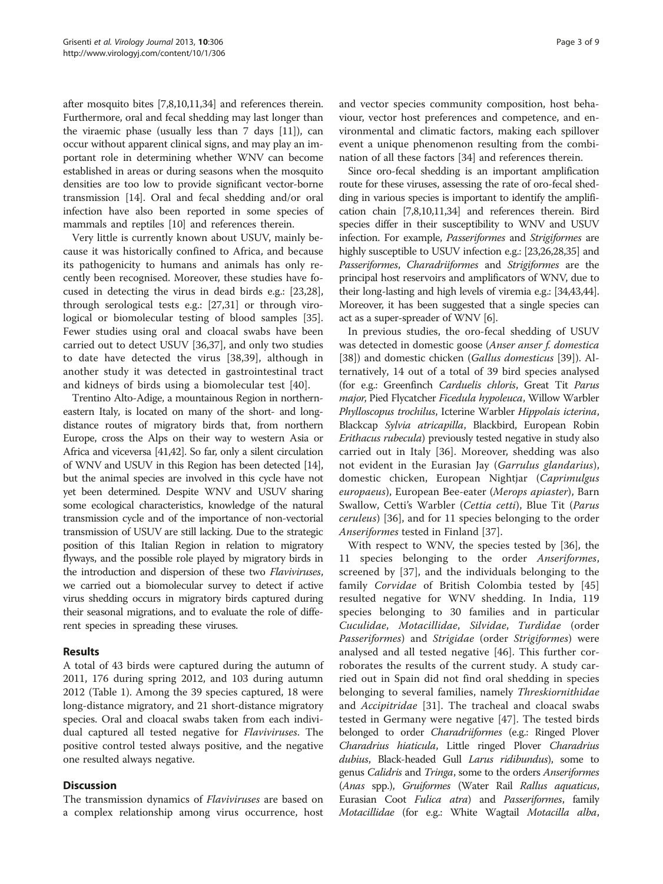after mosquito bites [7,8,10,11,34] and references therein. Furthermore, oral and fecal shedding may last longer than the viraemic phase (usually less than 7 days [11]), can occur without apparent clinical signs, and may play an important role in determining whether WNV can become established in areas or during seasons when the mosquito densities are too low to provide significant vector-borne transmission [14]. Oral and fecal shedding and/or oral infection have also been reported in some species of mammals and reptiles [10] and references therein.

Very little is currently known about USUV, mainly because it was historically confined to Africa, and because its pathogenicity to humans and animals has only recently been recognised. Moreover, these studies have focused in detecting the virus in dead birds e.g.: [23,28], through serological tests e.g.: [27,31] or through virological or biomolecular testing of blood samples [35]. Fewer studies using oral and cloacal swabs have been carried out to detect USUV [36,37], and only two studies to date have detected the virus [38,39], although in another study it was detected in gastrointestinal tract and kidneys of birds using a biomolecular test [40].

Trentino Alto-Adige, a mountainous Region in northern-eastern Italy, is located on many of the short- and long-distance routes of migratory birds that, from northern Europe, cross the Alps on their way to western Asia or Africa and viceversa [41,42]. So far, only a silent circulation of WNV and USUV in this Region has been detected [14], but the animal species are involved in this cycle have not yet been determined. Despite WNV and USUV sharing some ecological characteristics, knowledge of the natural transmission cycle and of the importance of non-vectorial transmission of USUV are still lacking. Due to the strategic position of this Italian Region in relation to migratory flyways, and the possible role played by migratory birds in the introduction and dispersion of these two *Flaviviruses*, we carried out a biomolecular survey to detect if active virus shedding occurs in migratory birds captured during their seasonal migrations, and to evaluate the role of different species in spreading these viruses.

## Results

A total of 43 birds were captured during the autumn of 2011, 176 during spring 2012, and 103 during autumn 2012 (Table 1). Among the 39 species captured, 18 were long-distance migratory, and 21 short-distance migratory species. Oral and cloacal swabs taken from each individual captured all tested negative for *Flaviviruses*. The positive control tested always positive, and the negative one resulted always negative.

## Discussion

The transmission dynamics of *Flaviviruses* are based on a complex relationship among virus occurrence, host and vector species community composition, host behaviour, vector host preferences and competence, and environmental and climatic factors, making each spillover event a unique phenomenon resulting from the combination of all these factors [34] and references therein.

Since oro-fecal shedding is an important amplification route for these viruses, assessing the rate of oro-fecal shedding in various species is important to identify the amplification chain [7,8,10,11,34] and references therein. Bird species differ in their susceptibility to WNV and USUV infection. For example, *Passeriformes* and *Strigiformes* are highly susceptible to USUV infection e.g.: [23,26,28,35] and *Passeriformes*, *Charadriiformes* and *Strigiformes* are the principal host reservoirs and amplificators of WNV, due to their long-lasting and high levels of viremia e.g.: [34,43,44]. Moreover, it has been suggested that a single species can act as a super-spreader of WNV [6].

In previous studies, the oro-fecal shedding of USUV was detected in domestic goose (*Anser anser f. domestica* [38]) and domestic chicken (*Gallus domesticus* [39]). Alternatively, 14 out of a total of 39 bird species analysed (for e.g.: Greenfinch *Carduelis chloris*, Great Tit *Parus major*, Pied Flycatcher *Ficedula hypoleuca*, Willow Warbler *Phylloscopus trochilus*, Icterine Warbler *Hippolais icterina*, Blackcap *Sylvia atricapilla*, Blackbird, European Robin *Erithacus rubecula*) previously tested negative in study also carried out in Italy [36]. Moreover, shedding was also not evident in the Eurasian Jay (*Garrulus glandarius*), domestic chicken, European Nightjar (*Caprimulgus europaeus*), European Bee-eater (*Merops apiaster*), Barn Swallow, Cetti's Warbler (*Cettia cetti*), Blue Tit (*Parus ceruleus*) [36], and for 11 species belonging to the order *Anseriformes* tested in Finland [37].

With respect to WNV, the species tested by [36], the 11 species belonging to the order *Anseriformes*, screened by [37], and the individuals belonging to the family *Corvidae* of British Colombia tested by [45] resulted negative for WNV shedding. In India, 119 species belonging to 30 families and in particular *Cuculidae*, *Motacillidae*, *Silvidae*, *Turdidae* (order *Passeriformes*) and *Strigidae* (order *Strigiformes*) were analysed and all tested negative [46]. This further corroborates the results of the current study. A study carried out in Spain did not find oral shedding in species belonging to several families, namely *Threskiornithidae* and *Accipitridae* [31]. The tracheal and cloacal swabs tested in Germany were negative [47]. The tested birds belonged to order *Charadriiformes* (e.g.: Ringed Plover *Charadrius hiaticula*, Little ringed Plover *Charadrius dubius*, Black-headed Gull *Larus ridibundus*), some to genus *Calidris* and *Tringa*, some to the orders *Anseriformes* (*Anas* spp.), *Gruiformes* (Water Rail *Rallus aquaticus*, Eurasian Coot *Fulica atra*) and *Passeriformes*, family *Motacillidae* (for e.g.: White Wagtail *Motacilla alba*,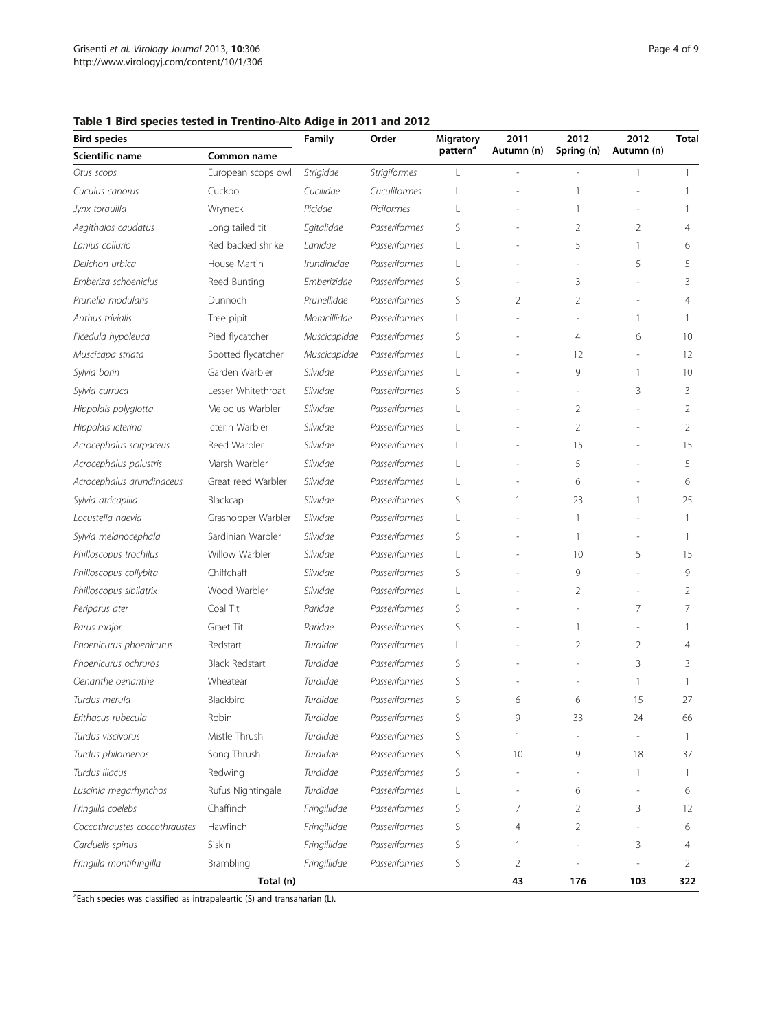**Table 1 Bird species tested in Trentino-Alto Adige in 2011 and 2012**

| Bird species | | Family | Order | Migratory pattern[a] | 2011 Autumn (n) | 2012 Spring (n) | 2012 Autumn (n) | Total |
|---|---|---|---|---|---|---|---|---|
| Scientific name | Common name | | | | | | | |
| *Otus scops* | European scops owl | *Strigidae* | *Strigiformes* | L | - | - | 1 | 1 |
| *Cuculus canorus* | Cuckoo | *Cucilidae* | *Cuculiformes* | L | - | 1 | - | 1 |
| *Jynx torquilla* | Wryneck | *Picidae* | *Piciformes* | L | - | 1 | - | 1 |
| *Aegithalos caudatus* | Long tailed tit | *Egitalidae* | *Passeriformes* | S | - | 2 | 2 | 4 |
| *Lanius collurio* | Red backed shrike | *Lanidae* | *Passeriformes* | L | - | 5 | 1 | 6 |
| *Delichon urbica* | House Martin | *Irundinidae* | *Passeriformes* | L | - | - | 5 | 5 |
| *Emberiza schoeniclus* | Reed Bunting | *Emberizidae* | *Passeriformes* | S | - | 3 | - | 3 |
| *Prunella modularis* | Dunnoch | *Prunellidae* | *Passeriformes* | S | 2 | 2 | - | 4 |
| *Anthus trivialis* | Tree pipit | *Moracillidae* | *Passeriformes* | L | - | - | 1 | 1 |
| *Ficedula hypoleuca* | Pied flycatcher | *Muscicapidae* | *Passeriformes* | S | - | 4 | 6 | 10 |
| *Muscicapa striata* | Spotted flycatcher | *Muscicapidae* | *Passeriformes* | L | - | 12 | - | 12 |
| *Sylvia borin* | Garden Warbler | *Silvidae* | *Passeriformes* | L | - | 9 | 1 | 10 |
| *Sylvia curruca* | Lesser Whitethroat | *Silvidae* | *Passeriformes* | S | - | - | 3 | 3 |
| *Hippolais polyglotta* | Melodius Warbler | *Silvidae* | *Passeriformes* | L | - | 2 | - | 2 |
| *Hippolais icterina* | Icterin Warbler | *Silvidae* | *Passeriformes* | L | - | 2 | - | 2 |
| *Acrocephalus scirpaceus* | Reed Warbler | *Silvidae* | *Passeriformes* | L | - | 15 | - | 15 |
| *Acrocephalus palustris* | Marsh Warbler | *Silvidae* | *Passeriformes* | L | - | 5 | - | 5 |
| *Acrocephalus arundinaceus* | Great reed Warbler | *Silvidae* | *Passeriformes* | L | - | 6 | - | 6 |
| *Sylvia atricapilla* | Blackcap | *Silvidae* | *Passeriformes* | S | 1 | 23 | 1 | 25 |
| *Locustella naevia* | Grashopper Warbler | *Silvidae* | *Passeriformes* | L | - | 1 | - | 1 |
| *Sylvia melanocephala* | Sardinian Warbler | *Silvidae* | *Passeriformes* | S | - | 1 | - | 1 |
| *Philloscopus trochilus* | Willow Warbler | *Silvidae* | *Passeriformes* | L | - | 10 | 5 | 15 |
| *Philloscopus collybita* | Chiffchaff | *Silvidae* | *Passeriformes* | S | - | 9 | - | 9 |
| *Philloscopus sibilatrix* | Wood Warbler | *Silvidae* | *Passeriformes* | L | - | 2 | - | 2 |
| *Periparus ater* | Coal Tit | *Paridae* | *Passeriformes* | S | - | - | 7 | 7 |
| *Parus major* | Graet Tit | *Paridae* | *Passeriformes* | S | - | 1 | - | 1 |
| *Phoenicurus phoenicurus* | Redstart | *Turdidae* | *Passeriformes* | L | - | 2 | 2 | 4 |
| *Phoenicurus ochruros* | Black Redstart | *Turdidae* | *Passeriformes* | S | - | - | 3 | 3 |
| *Oenanthe oenanthe* | Wheatear | *Turdidae* | *Passeriformes* | S | - | - | 1 | 1 |
| *Turdus merula* | Blackbird | *Turdidae* | *Passeriformes* | S | 6 | 6 | 15 | 27 |
| *Erithacus rubecula* | Robin | *Turdidae* | *Passeriformes* | S | 9 | 33 | 24 | 66 |
| *Turdus viscivorus* | Mistle Thrush | *Turdidae* | *Passeriformes* | S | 1 | - | - | 1 |
| *Turdus philomenos* | Song Thrush | *Turdidae* | *Passeriformes* | S | 10 | 9 | 18 | 37 |
| *Turdus iliacus* | Redwing | *Turdidae* | *Passeriformes* | S | - | - | 1 | 1 |
| *Luscinia megarhynchos* | Rufus Nightingale | *Turdidae* | *Passeriformes* | L | - | 6 | - | 6 |
| *Fringilla coelebs* | Chaffinch | *Fringillidae* | *Passeriformes* | S | 7 | 2 | 3 | 12 |
| *Coccothraustes coccothraustes* | Hawfinch | *Fringillidae* | *Passeriformes* | S | 4 | 2 | - | 6 |
| *Carduelis spinus* | Siskin | *Fringillidae* | *Passeriformes* | S | 1 | - | 3 | 4 |
| *Fringilla montifringilla* | Brambling | *Fringillidae* | *Passeriformes* | S | 2 | - | - | 2 |
| | **Total (n)** | | | | **43** | **176** | **103** | **322** |

[a]Each species was classified as intrapaleartic (S) and transaharian (L).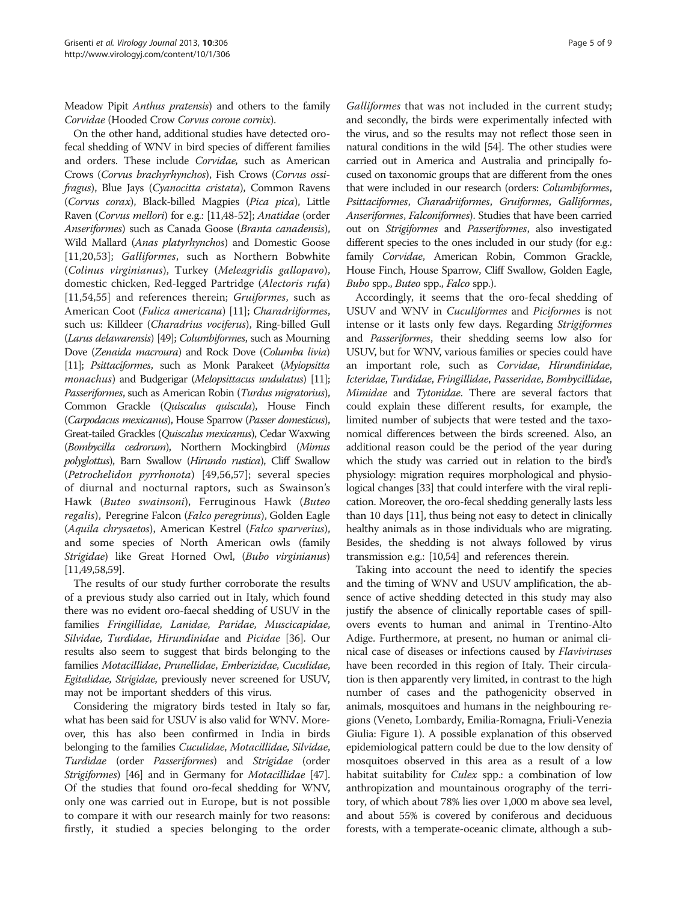Meadow Pipit *Anthus pratensis*) and others to the family *Corvidae* (Hooded Crow *Corvus corone cornix*).

On the other hand, additional studies have detected oro-fecal shedding of WNV in bird species of different families and orders. These include *Corvidae,* such as American Crows (*Corvus brachyrhynchos*), Fish Crows (*Corvus ossifragus*), Blue Jays (*Cyanocitta cristata*), Common Ravens (*Corvus corax*), Black-billed Magpies (*Pica pica*), Little Raven (*Corvus mellori*) for e.g.: [11,48-52]; *Anatidae* (order *Anseriformes*) such as Canada Goose (*Branta canadensis*), Wild Mallard (*Anas platyrhynchos*) and Domestic Goose [11,20,53]; *Galliformes*, such as Northern Bobwhite (*Colinus virginianus*), Turkey (*Meleagridis gallopavo*), domestic chicken, Red-legged Partridge (*Alectoris rufa*) [11,54,55] and references therein; *Gruiformes*, such as American Coot (*Fulica americana*) [11]; *Charadriiformes*, such us: Killdeer (*Charadrius vociferus*), Ring-billed Gull (*Larus delawarensis*) [49]; *Columbiformes*, such as Mourning Dove (*Zenaida macroura*) and Rock Dove (*Columba livia*) [11]; *Psittaciformes*, such as Monk Parakeet (*Myiopsitta monachus*) and Budgerigar (*Melopsittacus undulatus*) [11]; *Passeriformes*, such as American Robin (*Turdus migratorius*), Common Grackle (*Quiscalus quiscula*), House Finch (*Carpodacus mexicanus*), House Sparrow (*Passer domesticus*), Great-tailed Grackles (*Quiscalus mexicanus*), Cedar Waxwing (*Bombycilla cedrorum*), Northern Mockingbird (*Mimus polyglottus*), Barn Swallow (*Hirundo rustica*), Cliff Swallow (*Petrochelidon pyrrhonota*) [49,56,57]; several species of diurnal and nocturnal raptors, such as Swainson's Hawk (*Buteo swainsoni*), Ferruginous Hawk (*Buteo regalis*), Peregrine Falcon (*Falco peregrinus*), Golden Eagle (*Aquila chrysaetos*), American Kestrel (*Falco sparverius*), and some species of North American owls (family *Strigidae*) like Great Horned Owl, (*Bubo virginianus*) [11,49,58,59].

The results of our study further corroborate the results of a previous study also carried out in Italy, which found there was no evident oro-faecal shedding of USUV in the families *Fringillidae*, *Lanidae*, *Paridae*, *Muscicapidae*, *Silvidae*, *Turdidae*, *Hirundinidae* and *Picidae* [36]. Our results also seem to suggest that birds belonging to the families *Motacillidae*, *Prunellidae*, *Emberizidae*, *Cuculidae*, *Egitalidae*, *Strigidae*, previously never screened for USUV, may not be important shedders of this virus.

Considering the migratory birds tested in Italy so far, what has been said for USUV is also valid for WNV. Moreover, this has also been confirmed in India in birds belonging to the families *Cuculidae*, *Motacillidae*, *Silvidae*, *Turdidae* (order *Passeriformes*) and *Strigidae* (order *Strigiformes*) [46] and in Germany for *Motacillidae* [47]. Of the studies that found oro-fecal shedding for WNV, only one was carried out in Europe, but is not possible to compare it with our research mainly for two reasons: firstly, it studied a species belonging to the order *Galliformes* that was not included in the current study; and secondly, the birds were experimentally infected with the virus, and so the results may not reflect those seen in natural conditions in the wild [54]. The other studies were carried out in America and Australia and principally focused on taxonomic groups that are different from the ones that were included in our research (orders: *Columbiformes*, *Psittaciformes*, *Charadriiformes*, *Gruiformes*, *Galliformes*, *Anseriformes*, *Falconiformes*). Studies that have been carried out on *Strigiformes* and *Passeriformes*, also investigated different species to the ones included in our study (for e.g.: family *Corvidae*, American Robin, Common Grackle, House Finch, House Sparrow, Cliff Swallow, Golden Eagle, *Bubo* spp., *Buteo* spp., *Falco* spp.).

Accordingly, it seems that the oro-fecal shedding of USUV and WNV in *Cuculiformes* and *Piciformes* is not intense or it lasts only few days. Regarding *Strigiformes* and *Passeriformes*, their shedding seems low also for USUV, but for WNV, various families or species could have an important role, such as *Corvidae*, *Hirundinidae*, *Icteridae*, *Turdidae*, *Fringillidae*, *Passeridae*, *Bombycillidae*, *Mimidae* and *Tytonidae*. There are several factors that could explain these different results, for example, the limited number of subjects that were tested and the taxonomical differences between the birds screened. Also, an additional reason could be the period of the year during which the study was carried out in relation to the bird's physiology: migration requires morphological and physiological changes [33] that could interfere with the viral replication. Moreover, the oro-fecal shedding generally lasts less than 10 days [11], thus being not easy to detect in clinically healthy animals as in those individuals who are migrating. Besides, the shedding is not always followed by virus transmission e.g.: [10,54] and references therein.

Taking into account the need to identify the species and the timing of WNV and USUV amplification, the absence of active shedding detected in this study may also justify the absence of clinically reportable cases of spill-overs events to human and animal in Trentino-Alto Adige. Furthermore, at present, no human or animal clinical case of diseases or infections caused by *Flaviviruses* have been recorded in this region of Italy. Their circulation is then apparently very limited, in contrast to the high number of cases and the pathogenicity observed in animals, mosquitoes and humans in the neighbouring regions (Veneto, Lombardy, Emilia-Romagna, Friuli-Venezia Giulia: Figure 1). A possible explanation of this observed epidemiological pattern could be due to the low density of mosquitoes observed in this area as a result of a low habitat suitability for *Culex* spp.: a combination of low anthropization and mountainous orography of the territory, of which about 78% lies over 1,000 m above sea level, and about 55% is covered by coniferous and deciduous forests, with a temperate-oceanic climate, although a sub-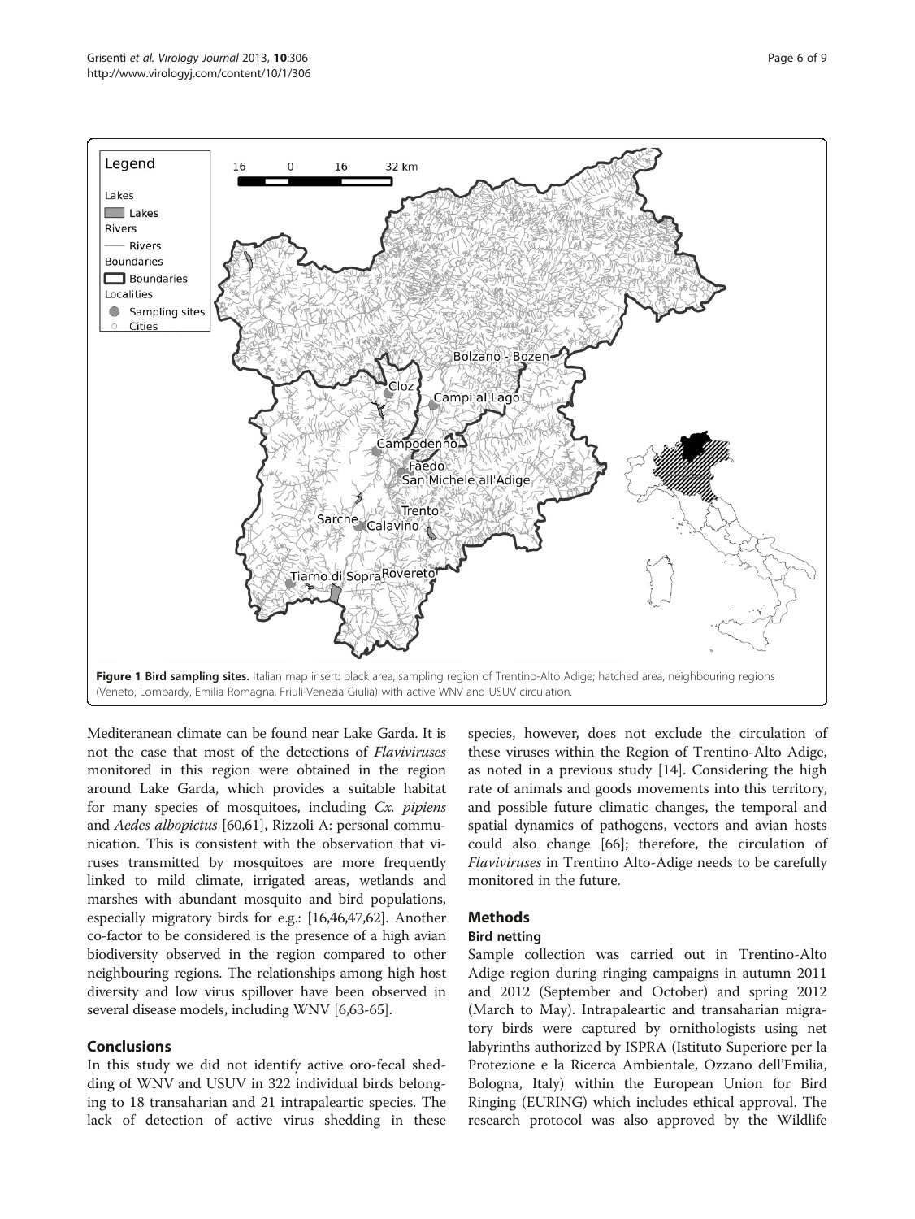**Figure 1 Bird sampling sites.** Italian map insert: black area, sampling region of Trentino-Alto Adige; hatched area, neighbouring regions (Veneto, Lombardy, Emilia Romagna, Friuli-Venezia Giulia) with active WNV and USUV circulation.

Mediteranean climate can be found near Lake Garda. It is not the case that most of the detections of *Flaviviruses* monitored in this region were obtained in the region around Lake Garda, which provides a suitable habitat for many species of mosquitoes, including *Cx. pipiens* and *Aedes albopictus* [60,61], Rizzoli A: personal communication. This is consistent with the observation that viruses transmitted by mosquitoes are more frequently linked to mild climate, irrigated areas, wetlands and marshes with abundant mosquito and bird populations, especially migratory birds for e.g.: [16,46,47,62]. Another co-factor to be considered is the presence of a high avian biodiversity observed in the region compared to other neighbouring regions. The relationships among high host diversity and low virus spillover have been observed in several disease models, including WNV [6,63-65].

## Conclusions

In this study we did not identify active oro-fecal shedding of WNV and USUV in 322 individual birds belonging to 18 transaharian and 21 intrapaleartic species. The lack of detection of active virus shedding in these species, however, does not exclude the circulation of these viruses within the Region of Trentino-Alto Adige, as noted in a previous study [14]. Considering the high rate of animals and goods movements into this territory, and possible future climatic changes, the temporal and spatial dynamics of pathogens, vectors and avian hosts could also change [66]; therefore, the circulation of *Flaviviruses* in Trentino Alto-Adige needs to be carefully monitored in the future.

## Methods

### Bird netting

Sample collection was carried out in Trentino-Alto Adige region during ringing campaigns in autumn 2011 and 2012 (September and October) and spring 2012 (March to May). Intrapaleartic and transaharian migratory birds were captured by ornithologists using net labyrinths authorized by ISPRA (Istituto Superiore per la Protezione e la Ricerca Ambientale, Ozzano dell'Emilia, Bologna, Italy) within the European Union for Bird Ringing (EURING) which includes ethical approval. The research protocol was also approved by the Wildlife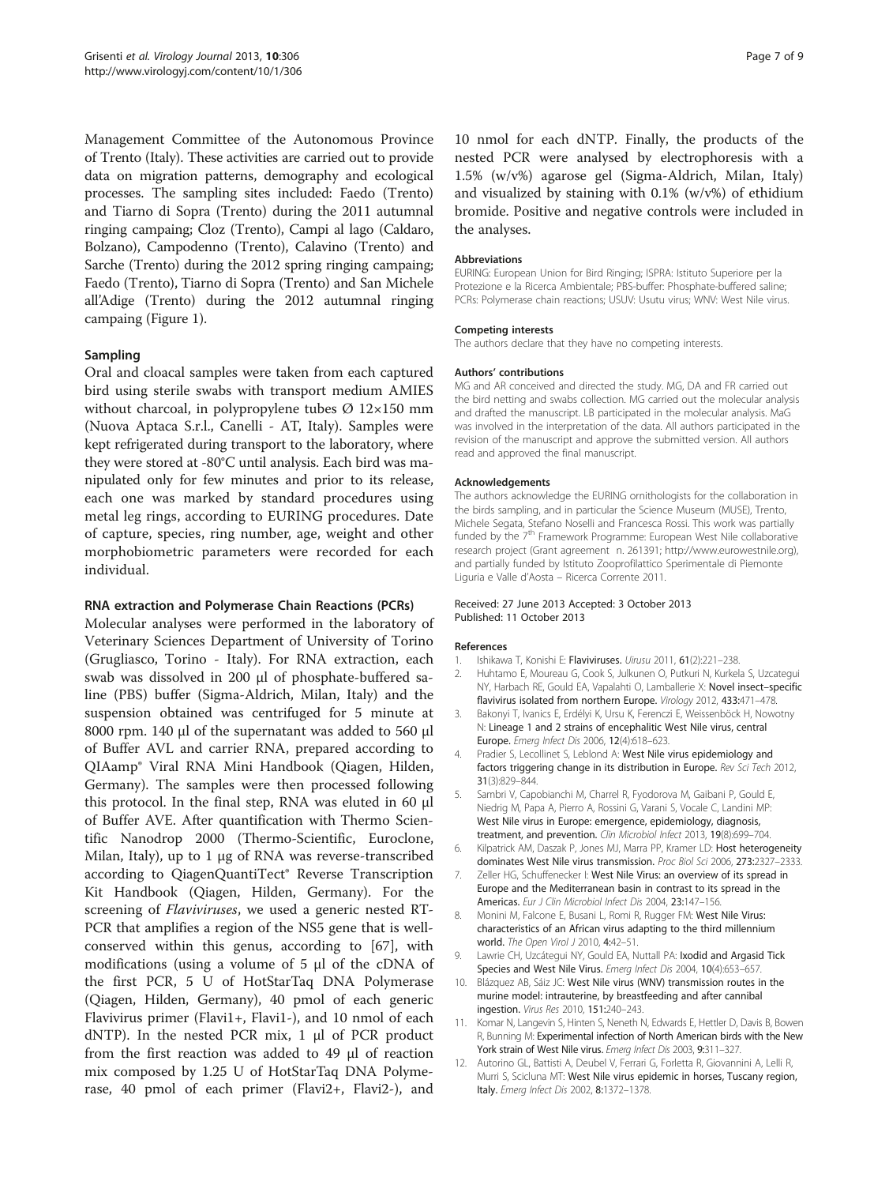Management Committee of the Autonomous Province of Trento (Italy). These activities are carried out to provide data on migration patterns, demography and ecological processes. The sampling sites included: Faedo (Trento) and Tiarno di Sopra (Trento) during the 2011 autumnal ringing campaing; Cloz (Trento), Campi al lago (Caldaro, Bolzano), Campodenno (Trento), Calavino (Trento) and Sarche (Trento) during the 2012 spring ringing campaing; Faedo (Trento), Tiarno di Sopra (Trento) and San Michele all'Adige (Trento) during the 2012 autumnal ringing campaing (Figure 1).

### Sampling

Oral and cloacal samples were taken from each captured bird using sterile swabs with transport medium AMIES without charcoal, in polypropylene tubes Ø 12×150 mm (Nuova Aptaca S.r.l., Canelli - AT, Italy). Samples were kept refrigerated during transport to the laboratory, where they were stored at -80°C until analysis. Each bird was manipulated only for few minutes and prior to its release, each one was marked by standard procedures using metal leg rings, according to EURING procedures. Date of capture, species, ring number, age, weight and other morphobiometric parameters were recorded for each individual.

### RNA extraction and Polymerase Chain Reactions (PCRs)

Molecular analyses were performed in the laboratory of Veterinary Sciences Department of University of Torino (Grugliasco, Torino - Italy). For RNA extraction, each swab was dissolved in 200 μl of phosphate-buffered saline (PBS) buffer (Sigma-Aldrich, Milan, Italy) and the suspension obtained was centrifuged for 5 minute at 8000 rpm. 140 μl of the supernatant was added to 560 μl of Buffer AVL and carrier RNA, prepared according to QIAamp® Viral RNA Mini Handbook (Qiagen, Hilden, Germany). The samples were then processed following this protocol. In the final step, RNA was eluted in 60 μl of Buffer AVE. After quantification with Thermo Scientific Nanodrop 2000 (Thermo-Scientific, Euroclone, Milan, Italy), up to 1 μg of RNA was reverse-transcribed according to QiagenQuantiTect® Reverse Transcription Kit Handbook (Qiagen, Hilden, Germany). For the screening of *Flaviviruses*, we used a generic nested RT-PCR that amplifies a region of the NS5 gene that is well-conserved within this genus, according to [67], with modifications (using a volume of 5 μl of the cDNA of the first PCR, 5 U of HotStarTaq DNA Polymerase (Qiagen, Hilden, Germany), 40 pmol of each generic Flavivirus primer (Flavi1+, Flavi1-), and 10 nmol of each dNTP). In the nested PCR mix, 1 μl of PCR product from the first reaction was added to 49 μl of reaction mix composed by 1.25 U of HotStarTaq DNA Polymerase, 40 pmol of each primer (Flavi2+, Flavi2-), and 10 nmol for each dNTP. Finally, the products of the nested PCR were analysed by electrophoresis with a 1.5% (w/v%) agarose gel (Sigma-Aldrich, Milan, Italy) and visualized by staining with 0.1% (w/v%) of ethidium bromide. Positive and negative controls were included in the analyses.

#### Abbreviations

EURING: European Union for Bird Ringing; ISPRA: Istituto Superiore per la Protezione e la Ricerca Ambientale; PBS-buffer: Phosphate-buffered saline; PCRs: Polymerase chain reactions; USUV: Usutu virus; WNV: West Nile virus.

#### Competing interests

The authors declare that they have no competing interests.

#### Authors' contributions

MG and AR conceived and directed the study. MG, DA and FR carried out the bird netting and swabs collection. MG carried out the molecular analysis and drafted the manuscript. LB participated in the molecular analysis. MaG was involved in the interpretation of the data. All authors participated in the revision of the manuscript and approve the submitted version. All authors read and approved the final manuscript.

#### Acknowledgements

The authors acknowledge the EURING ornithologists for the collaboration in the birds sampling, and in particular the Science Museum (MUSE), Trento, Michele Segata, Stefano Noselli and Francesca Rossi. This work was partially funded by the 7th Framework Programme: European West Nile collaborative research project (Grant agreement n. 261391; http://www.eurowestnile.org), and partially funded by Istituto Zooprofilattico Sperimentale di Piemonte Liguria e Valle d'Aosta – Ricerca Corrente 2011.

Received: 27 June 2013 Accepted: 3 October 2013
Published: 11 October 2013

#### References

1. Ishikawa T, Konishi E: **Flaviviruses.** *Uirusu* 2011, **61**(2):221–238.
2. Huhtamo E, Moureau G, Cook S, Julkunen O, Putkuri N, Kurkela S, Uzcategui NY, Harbach RE, Gould EA, Vapalahti O, Lamballerie X: **Novel insect–specific flavivirus isolated from northern Europe.** *Virology* 2012, **433:**471–478.
3. Bakonyi T, Ivanics E, Erdélyi K, Ursu K, Ferenczi E, Weissenböck H, Nowotny N: **Lineage 1 and 2 strains of encephalitic West Nile virus, central Europe.** *Emerg Infect Dis* 2006, **12**(4):618–623.
4. Pradier S, Lecollinet S, Leblond A: **West Nile virus epidemiology and factors triggering change in its distribution in Europe.** *Rev Sci Tech* 2012, **31**(3):829–844.
5. Sambri V, Capobianchi M, Charrel R, Fyodorova M, Gaibani P, Gould E, Niedrig M, Papa A, Pierro A, Rossini G, Varani S, Vocale C, Landini MP: **West Nile virus in Europe: emergence, epidemiology, diagnosis, treatment, and prevention.** *Clin Microbiol Infect* 2013, **19**(8):699–704.
6. Kilpatrick AM, Daszak P, Jones MJ, Marra PP, Kramer LD: **Host heterogeneity dominates West Nile virus transmission.** *Proc Biol Sci* 2006, **273:**2327–2333.
7. Zeller HG, Schuffenecker I: **West Nile Virus: an overview of its spread in Europe and the Mediterranean basin in contrast to its spread in the Americas.** *Eur J Clin Microbiol Infect Dis* 2004, **23:**147–156.
8. Monini M, Falcone E, Busani L, Romi R, Rugger FM: **West Nile Virus: characteristics of an African virus adapting to the third millennium world.** *The Open Virol J* 2010, **4:**42–51.
9. Lawrie CH, Uzcátegui NY, Gould EA, Nuttall PA: **Ixodid and Argasid Tick Species and West Nile Virus.** *Emerg Infect Dis* 2004, **10**(4):653–657.
10. Blázquez AB, Sáiz JC: **West Nile virus (WNV) transmission routes in the murine model: intrauterine, by breastfeeding and after cannibal ingestion.** *Virus Res* 2010, **151:**240–243.
11. Komar N, Langevin S, Hinten S, Neneth N, Edwards E, Hettler D, Davis B, Bowen R, Bunning M: **Experimental infection of North American birds with the New York strain of West Nile virus.** *Emerg Infect Dis* 2003, **9:**311–327.
12. Autorino GL, Battisti A, Deubel V, Ferrari G, Forletta R, Giovannini A, Lelli R, Murri S, Scicluna MT: **West Nile virus epidemic in horses, Tuscany region, Italy.** *Emerg Infect Dis* 2002, **8:**1372–1378.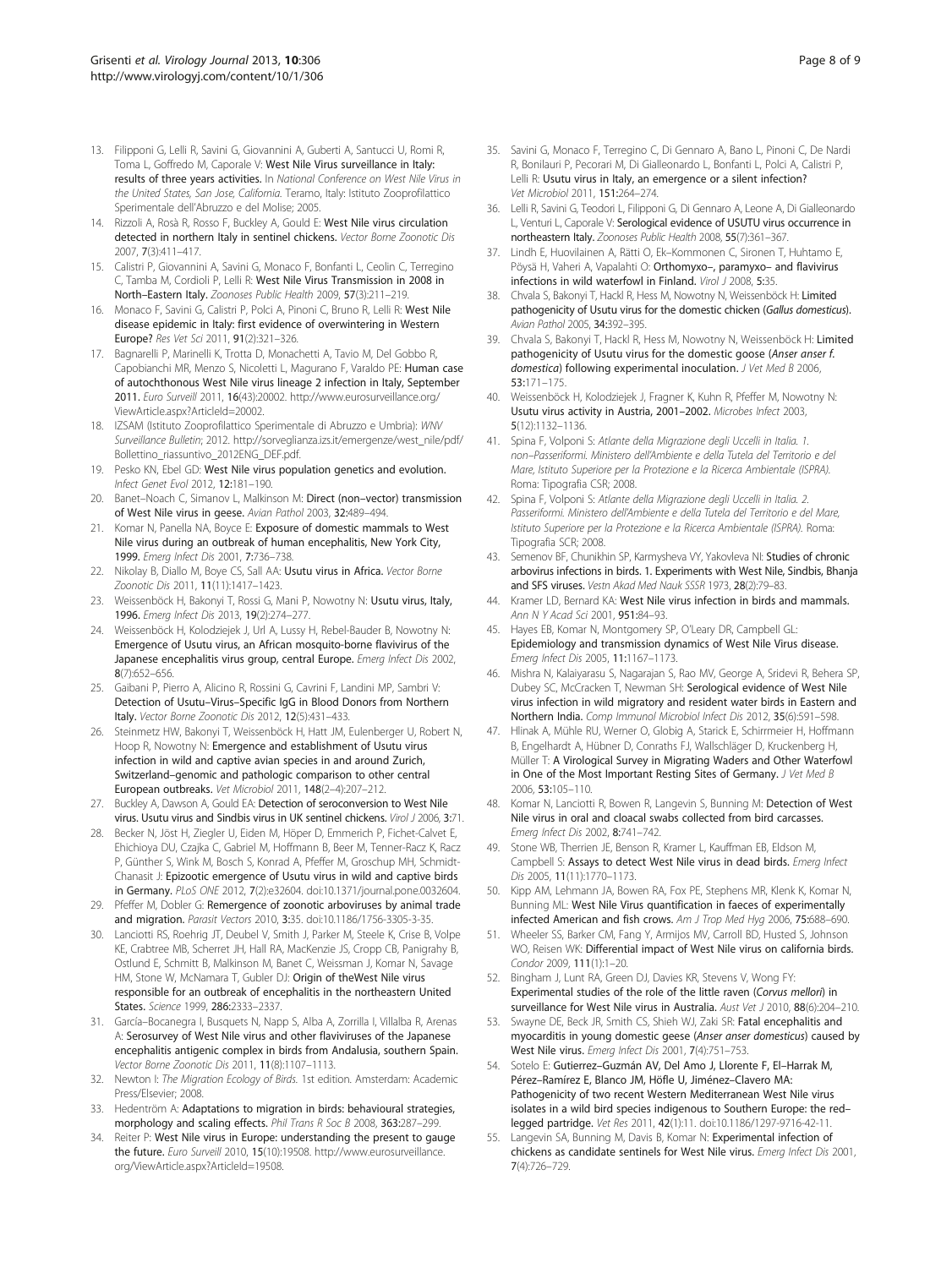13. Filipponi G, Lelli R, Savini G, Giovannini A, Guberti A, Santucci U, Romi R, Toma L, Goffredo M, Caporale V: **West Nile Virus surveillance in Italy: results of three years activities.** In *National Conference on West Nile Virus in the United States, San Jose, California*. Teramo, Italy: Istituto Zooprofilattico Sperimentale dell'Abruzzo e del Molise; 2005.
14. Rizzoli A, Rosà R, Rosso F, Buckley A, Gould E: **West Nile virus circulation detected in northern Italy in sentinel chickens.** *Vector Borne Zoonotic Dis* 2007, **7**(3):411–417.
15. Calistri P, Giovannini A, Savini G, Monaco F, Bonfanti L, Ceolin C, Terregino C, Tamba M, Cordioli P, Lelli R: **West Nile Virus Transmission in 2008 in North–Eastern Italy.** *Zoonoses Public Health* 2009, **57**(3):211–219.
16. Monaco F, Savini G, Calistri P, Polci A, Pinoni C, Bruno R, Lelli R: **West Nile disease epidemic in Italy: first evidence of overwintering in Western Europe?** *Res Vet Sci* 2011, **91**(2):321–326.
17. Bagnarelli P, Marinelli K, Trotta D, Monachetti A, Tavio M, Del Gobbo R, Capobianchi MR, Menzo S, Nicoletti L, Magurano F, Varaldo PE: **Human case of autochthonous West Nile virus lineage 2 infection in Italy, September 2011.** *Euro Surveill* 2011, **16**(43):20002. http://www.eurosurveillance.org/ViewArticle.aspx?ArticleId=20002.
18. IZSAM (Istituto Zooprofilattico Sperimentale di Abruzzo e Umbria): *WNV Surveillance Bulletin*; 2012. http://sorveglianza.izs.it/emergenze/west_nile/pdf/Bollettino_riassuntivo_2012ENG_DEF.pdf.
19. Pesko KN, Ebel GD: **West Nile virus population genetics and evolution.** *Infect Genet Evol* 2012, **12**:181–190.
20. Banet–Noach C, Simanov L, Malkinson M: **Direct (non–vector) transmission of West Nile virus in geese.** *Avian Pathol* 2003, **32**:489–494.
21. Komar N, Panella NA, Boyce E: **Exposure of domestic mammals to West Nile virus during an outbreak of human encephalitis, New York City, 1999.** *Emerg Infect Dis* 2001, **7**:736–738.
22. Nikolay B, Diallo M, Boye CS, Sall AA: **Usutu virus in Africa.** *Vector Borne Zoonotic Dis* 2011, **11**(11):1417–1423.
23. Weissenböck H, Bakonyi T, Rossi G, Mani P, Nowotny N: **Usutu virus, Italy, 1996.** *Emerg Infect Dis* 2013, **19**(2):274–277.
24. Weissenböck H, Kolodziejek J, Url A, Lussy H, Rebel-Bauder B, Nowotny N: **Emergence of Usutu virus, an African mosquito-borne flavivirus of the Japanese encephalitis virus group, central Europe.** *Emerg Infect Dis* 2002, **8**(7):652–656.
25. Gaibani P, Pierro A, Alicino R, Rossini G, Cavrini F, Landini MP, Sambri V: **Detection of Usutu–Virus–Specific IgG in Blood Donors from Northern Italy.** *Vector Borne Zoonotic Dis* 2012, **12**(5):431–433.
26. Steinmetz HW, Bakonyi T, Weissenböck H, Hatt JM, Eulenberger U, Robert N, Hoop R, Nowotny N: **Emergence and establishment of Usutu virus infection in wild and captive avian species in and around Zurich, Switzerland–genomic and pathologic comparison to other central European outbreaks.** *Vet Microbiol* 2011, **148**(2–4):207–212.
27. Buckley A, Dawson A, Gould EA: **Detection of seroconversion to West Nile virus. Usutu virus and Sindbis virus in UK sentinel chickens.** *Virol J* 2006, **3**:71.
28. Becker N, Jöst H, Ziegler U, Eiden M, Höper D, Emmerich P, Fichet-Calvet E, Ehichioya DU, Czajka C, Gabriel M, Hoffmann B, Beer M, Tenner-Racz K, Racz P, Günther S, Wink M, Bosch S, Konrad A, Pfeffer M, Groschup MH, Schmidt-Chanasit J: **Epizootic emergence of Usutu virus in wild and captive birds in Germany.** *PLoS ONE* 2012, **7**(2):e32604. doi:10.1371/journal.pone.0032604.
29. Pfeffer M, Dobler G: **Remergence of zoonotic arboviruses by animal trade and migration.** *Parasit Vectors* 2010, **3**:35. doi:10.1186/1756-3305-3-35.
30. Lanciotti RS, Roehrig JT, Deubel V, Smith J, Parker M, Steele K, Crise B, Volpe KE, Crabtree MB, Scherret JH, Hall RA, MacKenzie JS, Cropp CB, Panigrahy B, Ostlund E, Schmitt B, Malkinson M, Banet C, Weissman J, Komar N, Savage HM, Stone W, McNamara T, Gubler DJ: **Origin of theWest Nile virus responsible for an outbreak of encephalitis in the northeastern United States.** *Science* 1999, **286**:2333–2337.
31. García–Bocanegra I, Busquets N, Napp S, Alba A, Zorrilla I, Villalba R, Arenas A: **Serosurvey of West Nile virus and other flaviviruses of the Japanese encephalitis antigenic complex in birds from Andalusia, southern Spain.** *Vector Borne Zoonotic Dis* 2011, **11**(8):1107–1113.
32. Newton I: *The Migration Ecology of Birds.* 1st edition. Amsterdam: Academic Press/Elsevier; 2008.
33. Hedenström A: **Adaptations to migration in birds: behavioural strategies, morphology and scaling effects.** *Phil Trans R Soc B* 2008, **363**:287–299.
34. Reiter P: **West Nile virus in Europe: understanding the present to gauge the future.** *Euro Surveill* 2010, **15**(10):19508. http://www.eurosurveillance.org/ViewArticle.aspx?ArticleId=19508.
35. Savini G, Monaco F, Terregino C, Di Gennaro A, Bano L, Pinoni C, De Nardi R, Bonilauri P, Pecorari M, Di Gialleonardo L, Bonfanti L, Polci A, Calistri P, Lelli R: **Usutu virus in Italy, an emergence or a silent infection?** *Vet Microbiol* 2011, **151**:264–274.
36. Lelli R, Savini G, Teodori L, Filipponi G, Di Gennaro A, Leone A, Di Gialleonardo L, Venturi L, Caporale V: **Serological evidence of USUTU virus occurrence in northeastern Italy.** *Zoonoses Public Health* 2008, **55**(7):361–367.
37. Lindh E, Huovilainen A, Rätti O, Ek–Kommonen C, Sironen T, Huhtamo E, Pöysä H, Vaheri A, Vapalahti O: **Orthomyxo–, paramyxo– and flavivirus infections in wild waterfowl in Finland.** *Virol J* 2008, **5**:35.
38. Chvala S, Bakonyi T, Hackl R, Hess M, Nowotny N, Weissenböck H: **Limited pathogenicity of Usutu virus for the domestic chicken (*Gallus domesticus*).** *Avian Pathol* 2005, **34**:392–395.
39. Chvala S, Bakonyi T, Hackl R, Hess M, Nowotny N, Weissenböck H: **Limited pathogenicity of Usutu virus for the domestic goose (*Anser anser f. domestica*) following experimental inoculation.** *J Vet Med B* 2006, **53**:171–175.
40. Weissenböck H, Kolodziejek J, Fragner K, Kuhn R, Pfeffer M, Nowotny N: **Usutu virus activity in Austria, 2001–2002.** *Microbes Infect* 2003, **5**(12):1132–1136.
41. Spina F, Volponi S: *Atlante della Migrazione degli Uccelli in Italia. 1. non–Passeriformi. Ministero dell'Ambiente e della Tutela del Territorio e del Mare, Istituto Superiore per la Protezione e la Ricerca Ambientale (ISPRA).* Roma: Tipografia CSR; 2008.
42. Spina F, Volponi S: *Atlante della Migrazione degli Uccelli in Italia. 2. Passeriformi. Ministero dell'Ambiente e della Tutela del Territorio e del Mare, Istituto Superiore per la Protezione e la Ricerca Ambientale (ISPRA).* Roma: Tipografia SCR; 2008.
43. Semenov BF, Chunikhin SP, Karmysheva VY, Yakovleva NI: **Studies of chronic arbovirus infections in birds. 1. Experiments with West Nile, Sindbis, Bhanja and SFS viruses.** *Vestn Akad Med Nauk SSSR* 1973, **28**(2):79–83.
44. Kramer LD, Bernard KA: **West Nile virus infection in birds and mammals.** *Ann N Y Acad Sci* 2001, **951**:84–93.
45. Hayes EB, Komar N, Montgomery SP, O'Leary DR, Campbell GL: **Epidemiology and transmission dynamics of West Nile Virus disease.** *Emerg Infect Dis* 2005, **11**:1167–1173.
46. Mishra N, Kalaiyarasu S, Nagarajan S, Rao MV, George A, Sridevi R, Behera SP, Dubey SC, McCracken T, Newman SH: **Serological evidence of West Nile virus infection in wild migratory and resident water birds in Eastern and Northern India.** *Comp Immunol Microbiol Infect Dis* 2012, **35**(6):591–598.
47. Hlinak A, Mühle RU, Werner O, Globig A, Starick E, Schirrmeier H, Hoffmann B, Engelhardt A, Hübner D, Conraths FJ, Wallschläger D, Kruckenberg H, Müller T: **A Virological Survey in Migrating Waders and Other Waterfowl in One of the Most Important Resting Sites of Germany.** *J Vet Med B* 2006, **53**:105–110.
48. Komar N, Lanciotti R, Bowen R, Langevin S, Bunning M: **Detection of West Nile virus in oral and cloacal swabs collected from bird carcasses.** *Emerg Infect Dis* 2002, **8**:741–742.
49. Stone WB, Therrien JE, Benson R, Kramer L, Kauffman EB, Eldson M, Campbell S: **Assays to detect West Nile virus in dead birds.** *Emerg Infect Dis* 2005, **11**(11):1770–1173.
50. Kipp AM, Lehmann JA, Bowen RA, Fox PE, Stephens MR, Klenk K, Komar N, Bunning ML: **West Nile Virus quantification in faeces of experimentally infected American and fish crows.** *Am J Trop Med Hyg* 2006, **75**:688–690.
51. Wheeler SS, Barker CM, Fang Y, Armijos MV, Carroll BD, Husted S, Johnson WO, Reisen WK: **Differential impact of West Nile virus on california birds.** *Condor* 2009, **111**(1):1–20.
52. Bingham J, Lunt RA, Green DJ, Davies KR, Stevens V, Wong FY: **Experimental studies of the role of the little raven (*Corvus mellori*) in surveillance for West Nile virus in Australia.** *Aust Vet J* 2010, **88**(6):204–210.
53. Swayne DE, Beck JR, Smith CS, Shieh WJ, Zaki SR: **Fatal encephalitis and myocarditis in young domestic geese (*Anser anser domesticus*) caused by West Nile virus.** *Emerg Infect Dis* 2001, **7**(4):751–753.
54. Sotelo E: **Gutierrez–Guzmán AV, Del Amo J, Llorente F, El–Harrak M, Pérez–Ramírez E, Blanco JM, Höfle U, Jiménez–Clavero MA: Pathogenicity of two recent Western Mediterranean West Nile virus isolates in a wild bird species indigenous to Southern Europe: the red–legged partridge.** *Vet Res* 2011, **42**(1):11. doi:10.1186/1297-9716-42-11.
55. Langevin SA, Bunning M, Davis B, Komar N: **Experimental infection of chickens as candidate sentinels for West Nile virus.** *Emerg Infect Dis* 2001, **7**(4):726–729.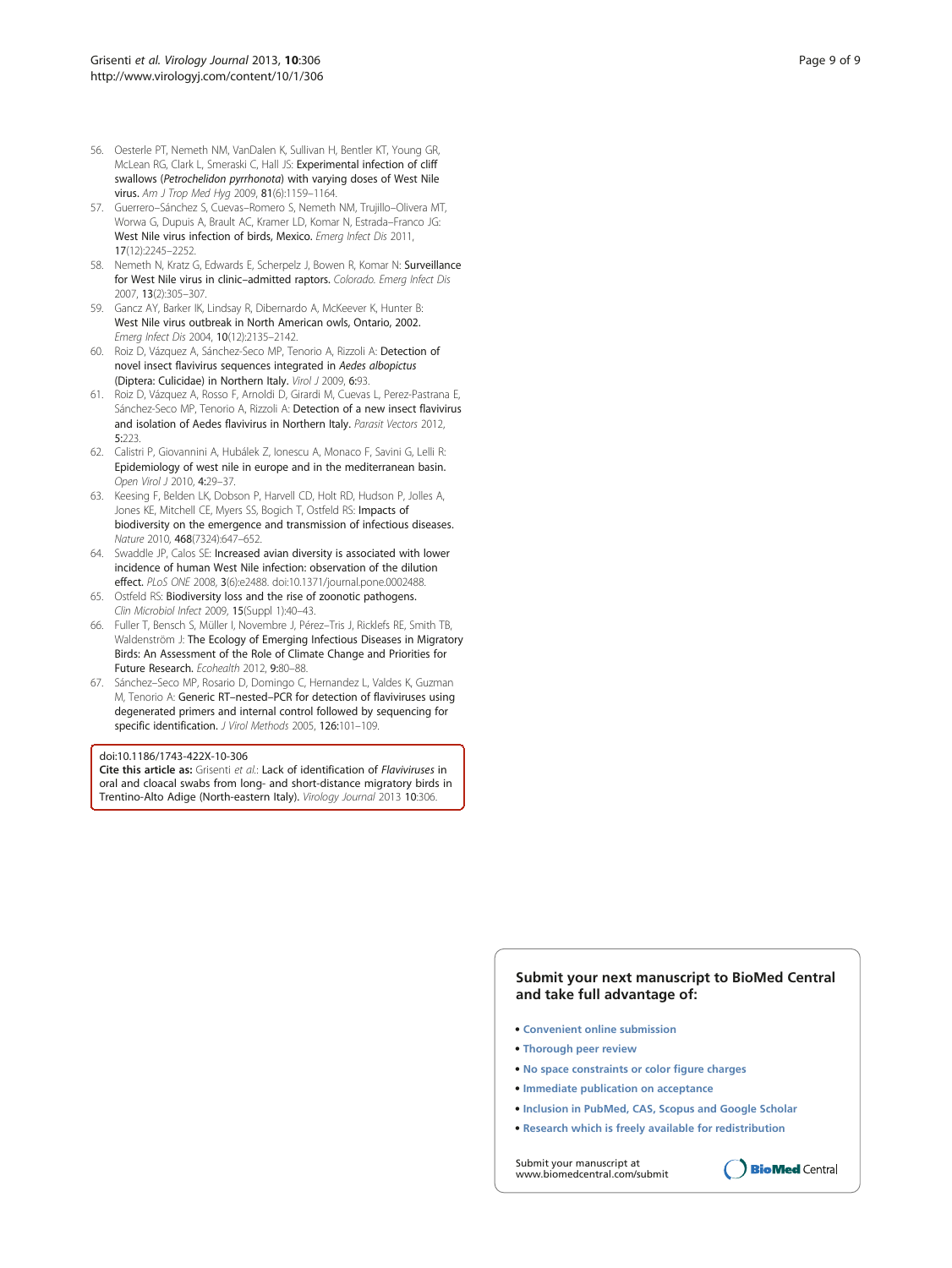56. Oesterle PT, Nemeth NM, VanDalen K, Sullivan H, Bentler KT, Young GR, McLean RG, Clark L, Smeraski C, Hall JS: **Experimental infection of cliff swallows (*Petrochelidon pyrrhonota*) with varying doses of West Nile virus.** *Am J Trop Med Hyg* 2009, **81**(6):1159–1164.
57. Guerrero–Sánchez S, Cuevas–Romero S, Nemeth NM, Trujillo–Olivera MT, Worwa G, Dupuis A, Brault AC, Kramer LD, Komar N, Estrada–Franco JG: **West Nile virus infection of birds, Mexico.** *Emerg Infect Dis* 2011, **17**(12):2245–2252.
58. Nemeth N, Kratz G, Edwards E, Scherpelz J, Bowen R, Komar N: **Surveillance for West Nile virus in clinic–admitted raptors.** *Colorado. Emerg Infect Dis* 2007, **13**(2):305–307.
59. Gancz AY, Barker IK, Lindsay R, Dibernardo A, McKeever K, Hunter B: **West Nile virus outbreak in North American owls, Ontario, 2002.** *Emerg Infect Dis* 2004, **10**(12):2135–2142.
60. Roiz D, Vázquez A, Sánchez-Seco MP, Tenorio A, Rizzoli A: **Detection of novel insect flavivirus sequences integrated in *Aedes albopictus* (Diptera: Culicidae) in Northern Italy.** *Virol J* 2009, **6**:93.
61. Roiz D, Vázquez A, Rosso F, Arnoldi D, Girardi M, Cuevas L, Perez-Pastrana E, Sánchez-Seco MP, Tenorio A, Rizzoli A: **Detection of a new insect flavivirus and isolation of Aedes flavivirus in Northern Italy.** *Parasit Vectors* 2012, **5**:223.
62. Calistri P, Giovannini A, Hubálek Z, Ionescu A, Monaco F, Savini G, Lelli R: **Epidemiology of west nile in europe and in the mediterranean basin.** *Open Virol J* 2010, **4**:29–37.
63. Keesing F, Belden LK, Dobson P, Harvell CD, Holt RD, Hudson P, Jolles A, Jones KE, Mitchell CE, Myers SS, Bogich T, Ostfeld RS: **Impacts of biodiversity on the emergence and transmission of infectious diseases.** *Nature* 2010, **468**(7324):647–652.
64. Swaddle JP, Calos SE: **Increased avian diversity is associated with lower incidence of human West Nile infection: observation of the dilution effect.** *PLoS ONE* 2008, **3**(6):e2488. doi:10.1371/journal.pone.0002488.
65. Ostfeld RS: **Biodiversity loss and the rise of zoonotic pathogens.** *Clin Microbiol Infect* 2009, **15**(Suppl 1):40–43.
66. Fuller T, Bensch S, Müller I, Novembre J, Pérez–Tris J, Ricklefs RE, Smith TB, Waldenström J: **The Ecology of Emerging Infectious Diseases in Migratory Birds: An Assessment of the Role of Climate Change and Priorities for Future Research.** *Ecohealth* 2012, **9**:80–88.
67. Sánchez–Seco MP, Rosario D, Domingo C, Hernandez L, Valdes K, Guzman M, Tenorio A: **Generic RT–nested–PCR for detection of flaviviruses using degenerated primers and internal control followed by sequencing for specific identification.** *J Virol Methods* 2005, **126**:101–109.

doi:10.1186/1743-422X-10-306
**Cite this article as:** Grisenti *et al.*: Lack of identification of *Flaviviruses* in oral and cloacal swabs from long- and short-distance migratory birds in Trentino-Alto Adige (North-eastern Italy). *Virology Journal* 2013 **10**:306.

**Submit your next manuscript to BioMed Central and take full advantage of:**

- **Convenient online submission**
- **Thorough peer review**
- **No space constraints or color figure charges**
- **Immediate publication on acceptance**
- **Inclusion in PubMed, CAS, Scopus and Google Scholar**
- **Research which is freely available for redistribution**

Submit your manuscript at
www.biomedcentral.com/submit

BioMed Central